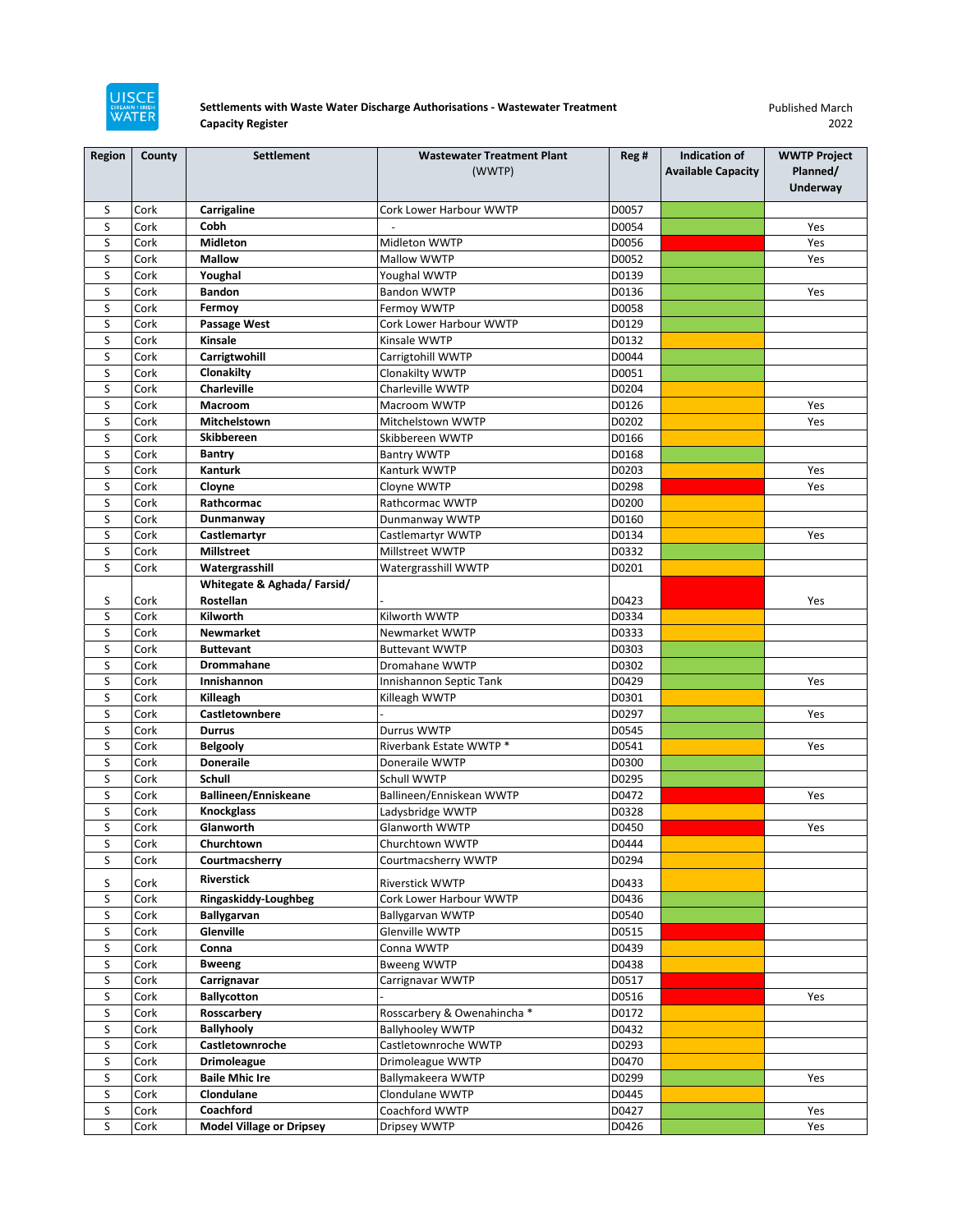**Settlements with Waste Water Discharge Authorisations - Wastewater Treatment Capacity Register**

Published March 2022

| Region | County | Settlement | Wastewater Treatment Plant (WWTP) | Reg # | Indication of Available Capacity | WWTP Project Planned/ Underway |
|---|---|---|---|---|---|---|
| S | Cork | **Carrigaline** | Cork Lower Harbour WWTP | D0057 | Green | |
| S | Cork | **Cobh** | - | D0054 | Green | Yes |
| S | Cork | **Midleton** | Midleton WWTP | D0056 | Red | Yes |
| S | Cork | **Mallow** | Mallow WWTP | D0052 | Green | Yes |
| S | Cork | **Youghal** | Youghal WWTP | D0139 | Green | |
| S | Cork | **Bandon** | Bandon WWTP | D0136 | Green | Yes |
| S | Cork | **Fermoy** | Fermoy WWTP | D0058 | Green | |
| S | Cork | **Passage West** | Cork Lower Harbour WWTP | D0129 | Green | |
| S | Cork | **Kinsale** | Kinsale WWTP | D0132 | Amber | |
| S | Cork | **Carrigtwohill** | Carrigtohill WWTP | D0044 | Green | |
| S | Cork | **Clonakilty** | Clonakilty WWTP | D0051 | Green | |
| S | Cork | **Charleville** | Charleville WWTP | D0204 | Amber | |
| S | Cork | **Macroom** | Macroom WWTP | D0126 | Amber | Yes |
| S | Cork | **Mitchelstown** | Mitchelstown WWTP | D0202 | Amber | Yes |
| S | Cork | **Skibbereen** | Skibbereen WWTP | D0166 | Amber | |
| S | Cork | **Bantry** | Bantry WWTP | D0168 | Green | |
| S | Cork | **Kanturk** | Kanturk WWTP | D0203 | Amber | Yes |
| S | Cork | **Cloyne** | Cloyne WWTP | D0298 | Red | Yes |
| S | Cork | **Rathcormac** | Rathcormac WWTP | D0200 | Amber | |
| S | Cork | **Dunmanway** | Dunmanway WWTP | D0160 | Amber | |
| S | Cork | **Castlemartyr** | Castlemartyr WWTP | D0134 | Amber | Yes |
| S | Cork | **Millstreet** | Millstreet WWTP | D0332 | Green | |
| S | Cork | **Watergrasshill** | Watergrasshill WWTP | D0201 | Amber | |
| S | Cork | **Whitegate & Aghada/ Farsid/ Rostellan** | - | D0423 | Red | Yes |
| S | Cork | **Kilworth** | Kilworth WWTP | D0334 | Amber | |
| S | Cork | **Newmarket** | Newmarket WWTP | D0333 | Amber | |
| S | Cork | **Buttevant** | Buttevant WWTP | D0303 | Green | |
| S | Cork | **Drommahane** | Dromahane WWTP | D0302 | Green | |
| S | Cork | **Innishannon** | Innishannon Septic Tank | D0429 | Green | Yes |
| S | Cork | **Killeagh** | Killeagh WWTP | D0301 | Amber | |
| S | Cork | **Castletownbere** | - | D0297 | Green | Yes |
| S | Cork | **Durrus** | Durrus WWTP | D0545 | Green | |
| S | Cork | **Belgooly** | Riverbank Estate WWTP * | D0541 | Amber | Yes |
| S | Cork | **Doneraile** | Doneraile WWTP | D0300 | Green | |
| S | Cork | **Schull** | Schull WWTP | D0295 | Green | |
| S | Cork | **Ballineen/Enniskeane** | Ballineen/Enniskean WWTP | D0472 | Red | Yes |
| S | Cork | **Knockglass** | Ladysbridge WWTP | D0328 | Amber | |
| S | Cork | **Glanworth** | Glanworth WWTP | D0450 | Red | Yes |
| S | Cork | **Churchtown** | Churchtown WWTP | D0444 | Amber | |
| S | Cork | **Courtmacsherry** | Courtmacsherry WWTP | D0294 | Amber | |
| S | Cork | **Riverstick** | Riverstick WWTP | D0433 | Amber | |
| S | Cork | **Ringaskiddy-Loughbeg** | Cork Lower Harbour WWTP | D0436 | Green | |
| S | Cork | **Ballygarvan** | Ballygarvan WWTP | D0540 | Green | |
| S | Cork | **Glenville** | Glenville WWTP | D0515 | Red | |
| S | Cork | **Conna** | Conna WWTP | D0439 | Amber | |
| S | Cork | **Bweeng** | Bweeng WWTP | D0438 | Amber | |
| S | Cork | **Carrignavar** | Carrignavar WWTP | D0517 | Red | |
| S | Cork | **Ballycotton** | - | D0516 | Red | Yes |
| S | Cork | **Rosscarbery** | Rosscarbery & Owenahincha * | D0172 | Amber | |
| S | Cork | **Ballyhooly** | Ballyhooley WWTP | D0432 | Amber | |
| S | Cork | **Castletownroche** | Castletownroche WWTP | D0293 | Amber | |
| S | Cork | **Drimoleague** | Drimoleague WWTP | D0470 | Amber | |
| S | Cork | **Baile Mhic Ire** | Ballymakeera WWTP | D0299 | Green | Yes |
| S | Cork | **Clondulane** | Clondulane WWTP | D0445 | Amber | |
| S | Cork | **Coachford** | Coachford WWTP | D0427 | Green | Yes |
| S | Cork | **Model Village or Dripsey** | Dripsey WWTP | D0426 | Green | Yes |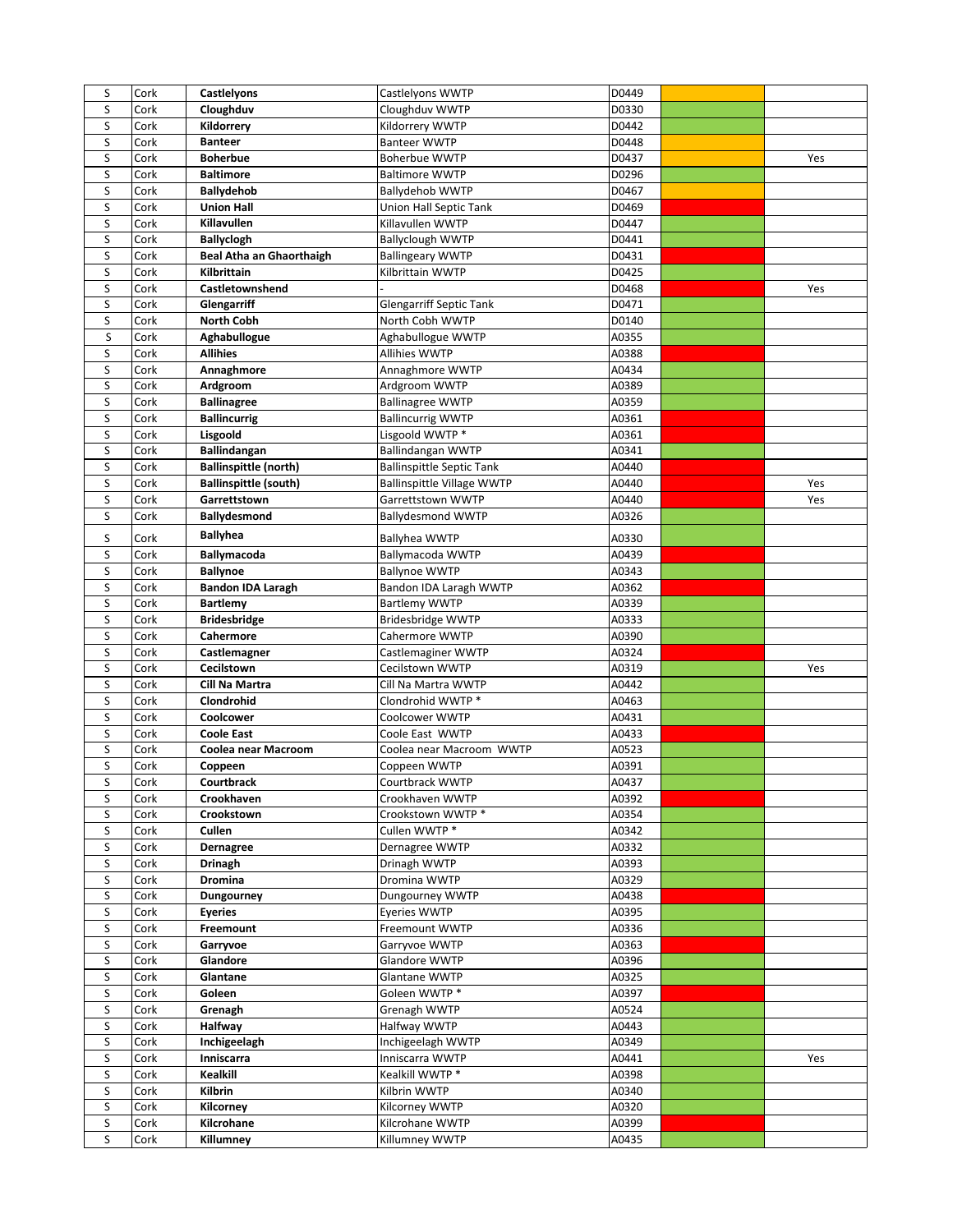| | | | | | | |
|---|---|---|---|---|---|---|
| S | Cork | **Castlelyons** | Castlelyons WWTP | D0449 | | |
| S | Cork | **Cloughduv** | Cloughduv WWTP | D0330 | | |
| S | Cork | **Kildorrery** | Kildorrery WWTP | D0442 | | |
| S | Cork | **Banteer** | Banteer WWTP | D0448 | | |
| S | Cork | **Boherbue** | Boherbue WWTP | D0437 | | Yes |
| S | Cork | **Baltimore** | Baltimore WWTP | D0296 | | |
| S | Cork | **Ballydehob** | Ballydehob WWTP | D0467 | | |
| S | Cork | **Union Hall** | Union Hall Septic Tank | D0469 | | |
| S | Cork | **Killavullen** | Killavullen WWTP | D0447 | | |
| S | Cork | **Ballyclogh** | Ballyclough WWTP | D0441 | | |
| S | Cork | **Beal Atha an Ghaorthaigh** | Ballingeary WWTP | D0431 | | |
| S | Cork | **Kilbrittain** | Kilbrittain WWTP | D0425 | | |
| S | Cork | **Castletownshend** | - | D0468 | | Yes |
| S | Cork | **Glengarriff** | Glengarriff Septic Tank | D0471 | | |
| S | Cork | **North Cobh** | North Cobh WWTP | D0140 | | |
| S | Cork | **Aghabullogue** | Aghabullogue WWTP | A0355 | | |
| S | Cork | **Allihies** | Allihies WWTP | A0388 | | |
| S | Cork | **Annaghmore** | Annaghmore WWTP | A0434 | | |
| S | Cork | **Ardgroom** | Ardgroom WWTP | A0389 | | |
| S | Cork | **Ballinagree** | Ballinagree WWTP | A0359 | | |
| S | Cork | **Ballincurrig** | Ballincurrig WWTP | A0361 | | |
| S | Cork | **Lisgoold** | Lisgoold WWTP * | A0361 | | |
| S | Cork | **Ballindangan** | Ballindangan WWTP | A0341 | | |
| S | Cork | **Ballinspittle (north)** | Ballinspittle Septic Tank | A0440 | | |
| S | Cork | **Ballinspittle (south)** | Ballinspittle Village WWTP | A0440 | | Yes |
| S | Cork | **Garrettstown** | Garrettstown WWTP | A0440 | | Yes |
| S | Cork | **Ballydesmond** | Ballydesmond WWTP | A0326 | | |
| S | Cork | **Ballyhea** | Ballyhea WWTP | A0330 | | |
| S | Cork | **Ballymacoda** | Ballymacoda WWTP | A0439 | | |
| S | Cork | **Ballynoe** | Ballynoe WWTP | A0343 | | |
| S | Cork | **Bandon IDA Laragh** | Bandon IDA Laragh WWTP | A0362 | | |
| S | Cork | **Bartlemy** | Bartlemy WWTP | A0339 | | |
| S | Cork | **Bridesbridge** | Bridesbridge WWTP | A0333 | | |
| S | Cork | **Cahermore** | Cahermore WWTP | A0390 | | |
| S | Cork | **Castlemagner** | Castlemaginer WWTP | A0324 | | |
| S | Cork | **Cecilstown** | Cecilstown WWTP | A0319 | | Yes |
| S | Cork | **Cill Na Martra** | Cill Na Martra WWTP | A0442 | | |
| S | Cork | **Clondrohid** | Clondrohid WWTP * | A0463 | | |
| S | Cork | **Coolcower** | Coolcower WWTP | A0431 | | |
| S | Cork | **Coole East** | Coole East WWTP | A0433 | | |
| S | Cork | **Coolea near Macroom** | Coolea near Macroom WWTP | A0523 | | |
| S | Cork | **Coppeen** | Coppeen WWTP | A0391 | | |
| S | Cork | **Courtbrack** | Courtbrack WWTP | A0437 | | |
| S | Cork | **Crookhaven** | Crookhaven WWTP | A0392 | | |
| S | Cork | **Crookstown** | Crookstown WWTP * | A0354 | | |
| S | Cork | **Cullen** | Cullen WWTP * | A0342 | | |
| S | Cork | **Dernagree** | Dernagree WWTP | A0332 | | |
| S | Cork | **Drinagh** | Drinagh WWTP | A0393 | | |
| S | Cork | **Dromina** | Dromina WWTP | A0329 | | |
| S | Cork | **Dungourney** | Dungourney WWTP | A0438 | | |
| S | Cork | **Eyeries** | Eyeries WWTP | A0395 | | |
| S | Cork | **Freemount** | Freemount WWTP | A0336 | | |
| S | Cork | **Garryvoe** | Garryvoe WWTP | A0363 | | |
| S | Cork | **Glandore** | Glandore WWTP | A0396 | | |
| S | Cork | **Glantane** | Glantane WWTP | A0325 | | |
| S | Cork | **Goleen** | Goleen WWTP * | A0397 | | |
| S | Cork | **Grenagh** | Grenagh WWTP | A0524 | | |
| S | Cork | **Halfway** | Halfway WWTP | A0443 | | |
| S | Cork | **Inchigeelagh** | Inchigeelagh WWTP | A0349 | | |
| S | Cork | **Inniscarra** | Inniscarra WWTP | A0441 | | Yes |
| S | Cork | **Kealkill** | Kealkill WWTP * | A0398 | | |
| S | Cork | **Kilbrin** | Kilbrin WWTP | A0340 | | |
| S | Cork | **Kilcorney** | Kilcorney WWTP | A0320 | | |
| S | Cork | **Kilcrohane** | Kilcrohane WWTP | A0399 | | |
| S | Cork | **Killumney** | Killumney WWTP | A0435 | | |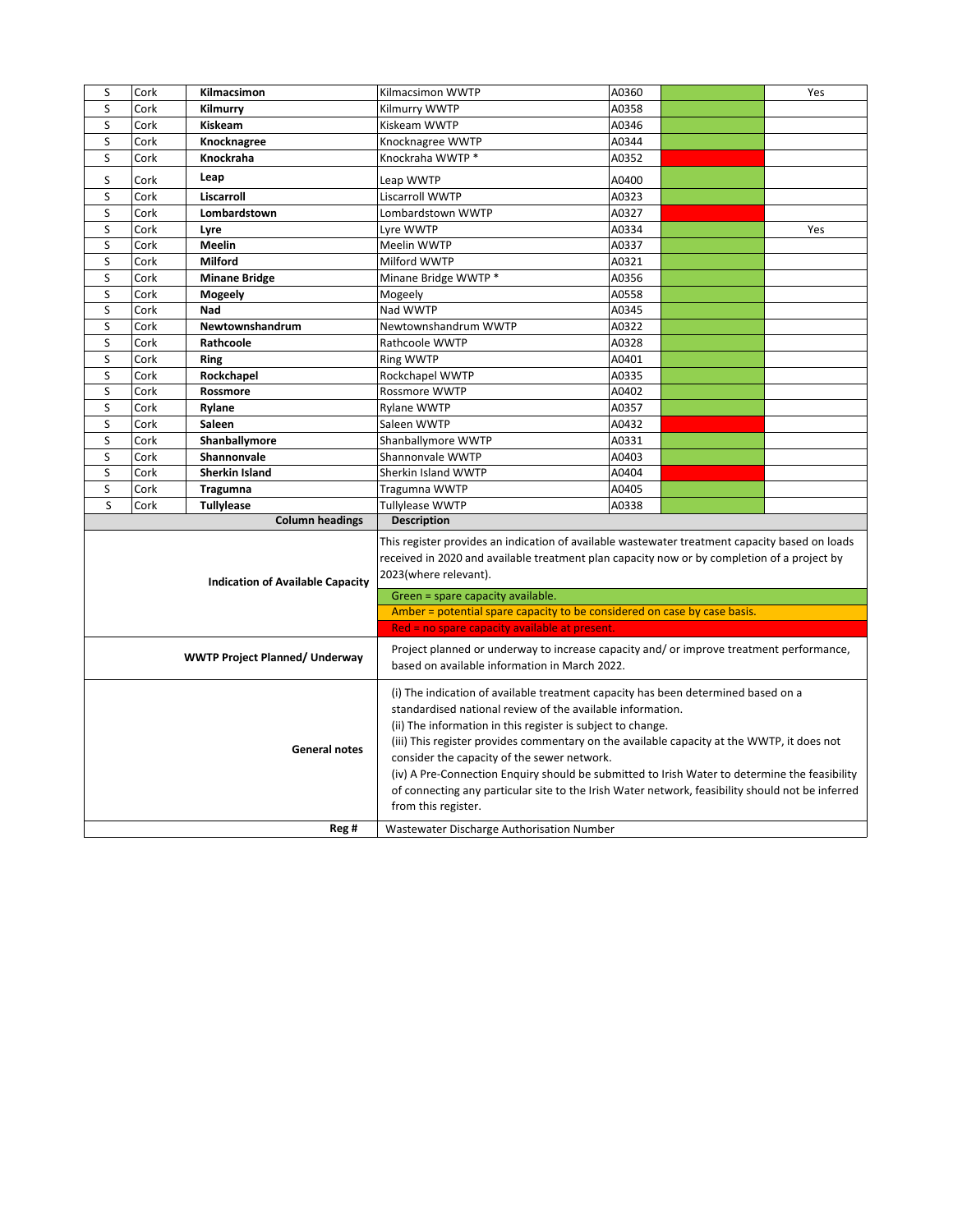| | | | | | | |
|---|---|---|---|---|---|---|
| S | Cork | **Kilmacsimon** | Kilmacsimon WWTP | A0360 | Green | Yes |
| S | Cork | **Kilmurry** | Kilmurry WWTP | A0358 | Green | |
| S | Cork | **Kiskeam** | Kiskeam WWTP | A0346 | Green | |
| S | Cork | **Knocknagree** | Knocknagree WWTP | A0344 | Green | |
| S | Cork | **Knockraha** | Knockraha WWTP * | A0352 | Red | |
| S | Cork | **Leap** | Leap WWTP | A0400 | Green | |
| S | Cork | **Liscarroll** | Liscarroll WWTP | A0323 | Green | |
| S | Cork | **Lombardstown** | Lombardstown WWTP | A0327 | Red | |
| S | Cork | **Lyre** | Lyre WWTP | A0334 | Green | Yes |
| S | Cork | **Meelin** | Meelin WWTP | A0337 | Green | |
| S | Cork | **Milford** | Milford WWTP | A0321 | Green | |
| S | Cork | **Minane Bridge** | Minane Bridge WWTP * | A0356 | Green | |
| S | Cork | **Mogeely** | Mogeely | A0558 | Green | |
| S | Cork | **Nad** | Nad WWTP | A0345 | Green | |
| S | Cork | **Newtownshandrum** | Newtownshandrum WWTP | A0322 | Green | |
| S | Cork | **Rathcoole** | Rathcoole WWTP | A0328 | Green | |
| S | Cork | **Ring** | Ring WWTP | A0401 | Green | |
| S | Cork | **Rockchapel** | Rockchapel WWTP | A0335 | Green | |
| S | Cork | **Rossmore** | Rossmore WWTP | A0402 | Green | |
| S | Cork | **Rylane** | Rylane WWTP | A0357 | Green | |
| S | Cork | **Saleen** | Saleen WWTP | A0432 | Red | |
| S | Cork | **Shanballymore** | Shanballymore WWTP | A0331 | Green | |
| S | Cork | **Shannonvale** | Shannonvale WWTP | A0403 | Green | |
| S | Cork | **Sherkin Island** | Sherkin Island WWTP | A0404 | Red | |
| S | Cork | **Tragumna** | Tragumna WWTP | A0405 | Green | |
| S | Cork | **Tullylease** | Tullylease WWTP | A0338 | Green | |

| **Column headings** | **Description** |
|---|---|
| **Indication of Available Capacity** | This register provides an indication of available wastewater treatment capacity based on loads received in 2020 and available treatment plan capacity now or by completion of a project by 2023(where relevant).<br>Green = spare capacity available.<br>Amber = potential spare capacity to be considered on case by case basis.<br>Red = no spare capacity available at present. |
| **WWTP Project Planned/ Underway** | Project planned or underway to increase capacity and/ or improve treatment performance, based on available information in March 2022. |
| **General notes** | (i) The indication of available treatment capacity has been determined based on a standardised national review of the available information.<br>(ii) The information in this register is subject to change.<br>(iii) This register provides commentary on the available capacity at the WWTP, it does not consider the capacity of the sewer network.<br>(iv) A Pre-Connection Enquiry should be submitted to Irish Water to determine the feasibility of connecting any particular site to the Irish Water network, feasibility should not be inferred from this register. |
| **Reg #** | Wastewater Discharge Authorisation Number |